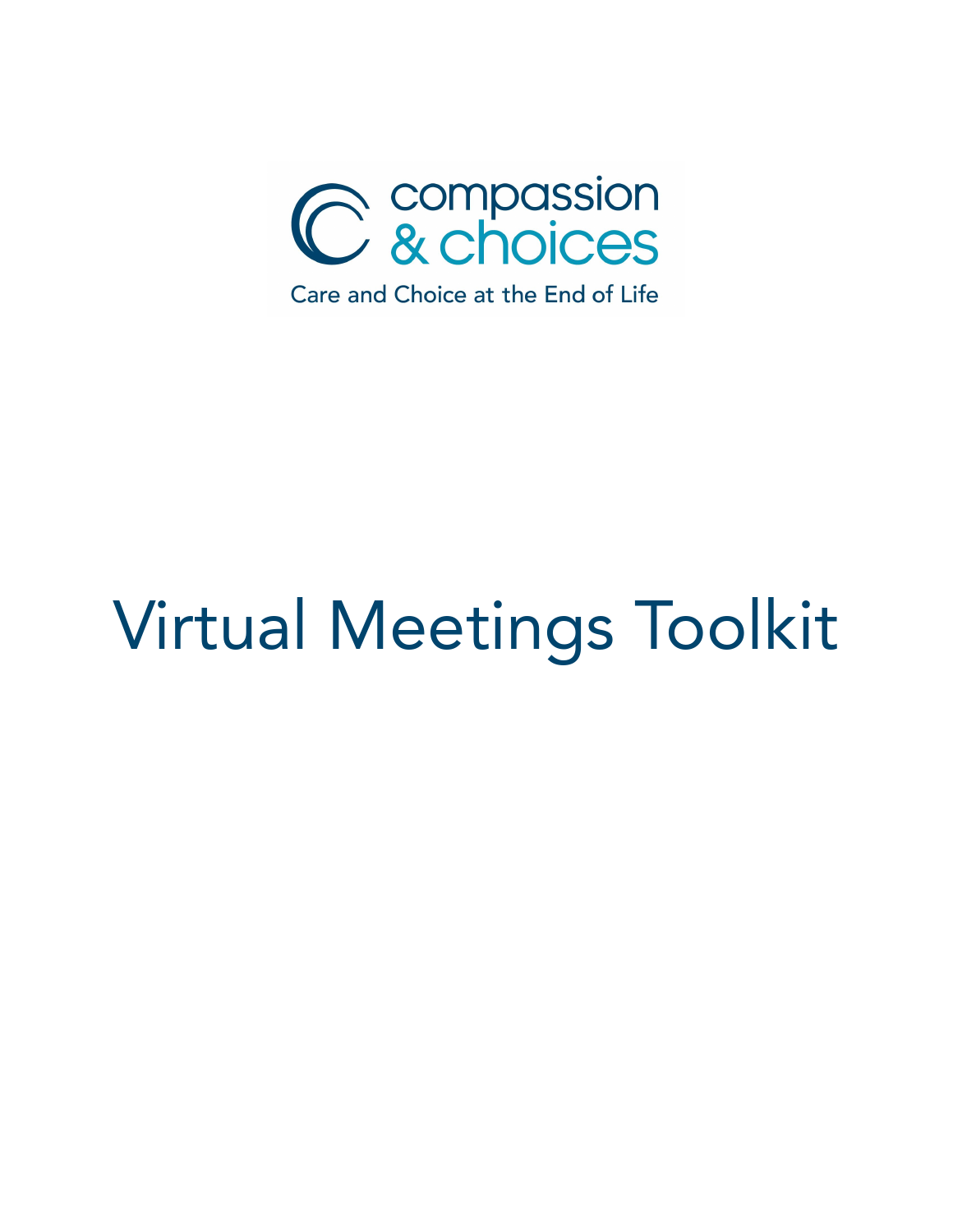compassion & choices

Care and Choice at the End of Life

# Virtual Meetings Toolkit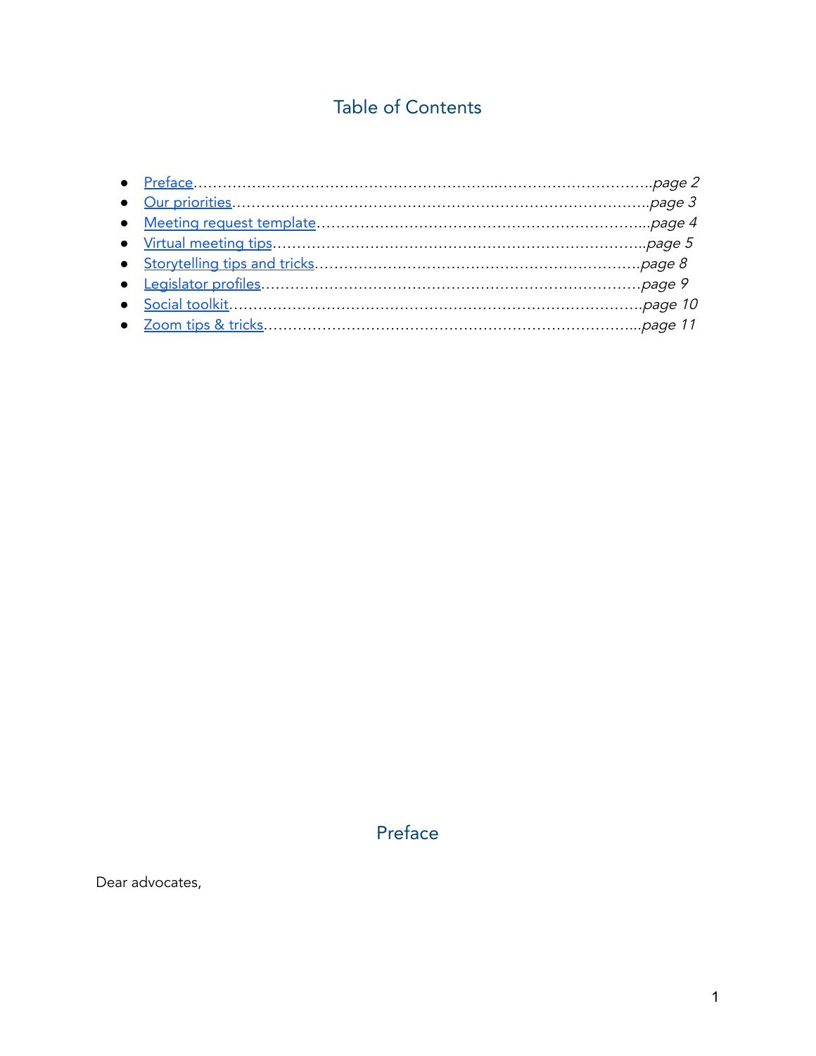## Table of Contents

- [Preface](#)……………………………………………………...…………………………..*page 2*
- [Our priorities](#)…………………………………………………………………………..*page 3*
- [Meeting request template](#)……………………………………………………………...*page 4*
- [Virtual meeting tips](#)………………………………………………………………..*page 5*
- [Storytelling tips and tricks](#)………………………………………………………*page 8*
- [Legislator profiles](#)…………………………………………………………………*page 9*
- [Social toolkit](#)…………………………………………………………………………*page 10*
- [Zoom tips & tricks](#)………………………………………………………………...*page 11*

## Preface

Dear advocates,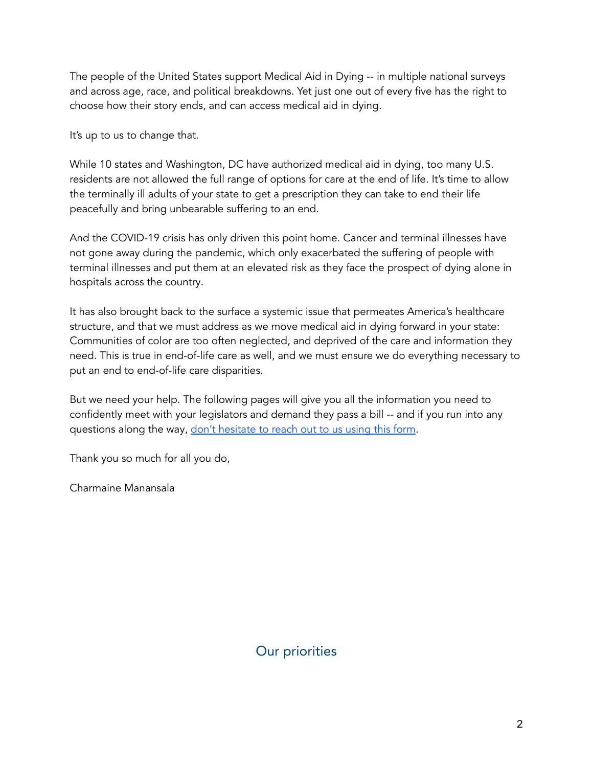The people of the United States support Medical Aid in Dying -- in multiple national surveys and across age, race, and political breakdowns. Yet just one out of every five has the right to choose how their story ends, and can access medical aid in dying.

It's up to us to change that.

While 10 states and Washington, DC have authorized medical aid in dying, too many U.S. residents are not allowed the full range of options for care at the end of life. It's time to allow the terminally ill adults of your state to get a prescription they can take to end their life peacefully and bring unbearable suffering to an end.

And the COVID-19 crisis has only driven this point home. Cancer and terminal illnesses have not gone away during the pandemic, which only exacerbated the suffering of people with terminal illnesses and put them at an elevated risk as they face the prospect of dying alone in hospitals across the country.

It has also brought back to the surface a systemic issue that permeates America's healthcare structure, and that we must address as we move medical aid in dying forward in your state: Communities of color are too often neglected, and deprived of the care and information they need. This is true in end-of-life care as well, and we must ensure we do everything necessary to put an end to end-of-life care disparities.

But we need your help. The following pages will give you all the information you need to confidently meet with your legislators and demand they pass a bill -- and if you run into any questions along the way, don't hesitate to reach out to us using this form.

Thank you so much for all you do,

Charmaine Manansala

## Our priorities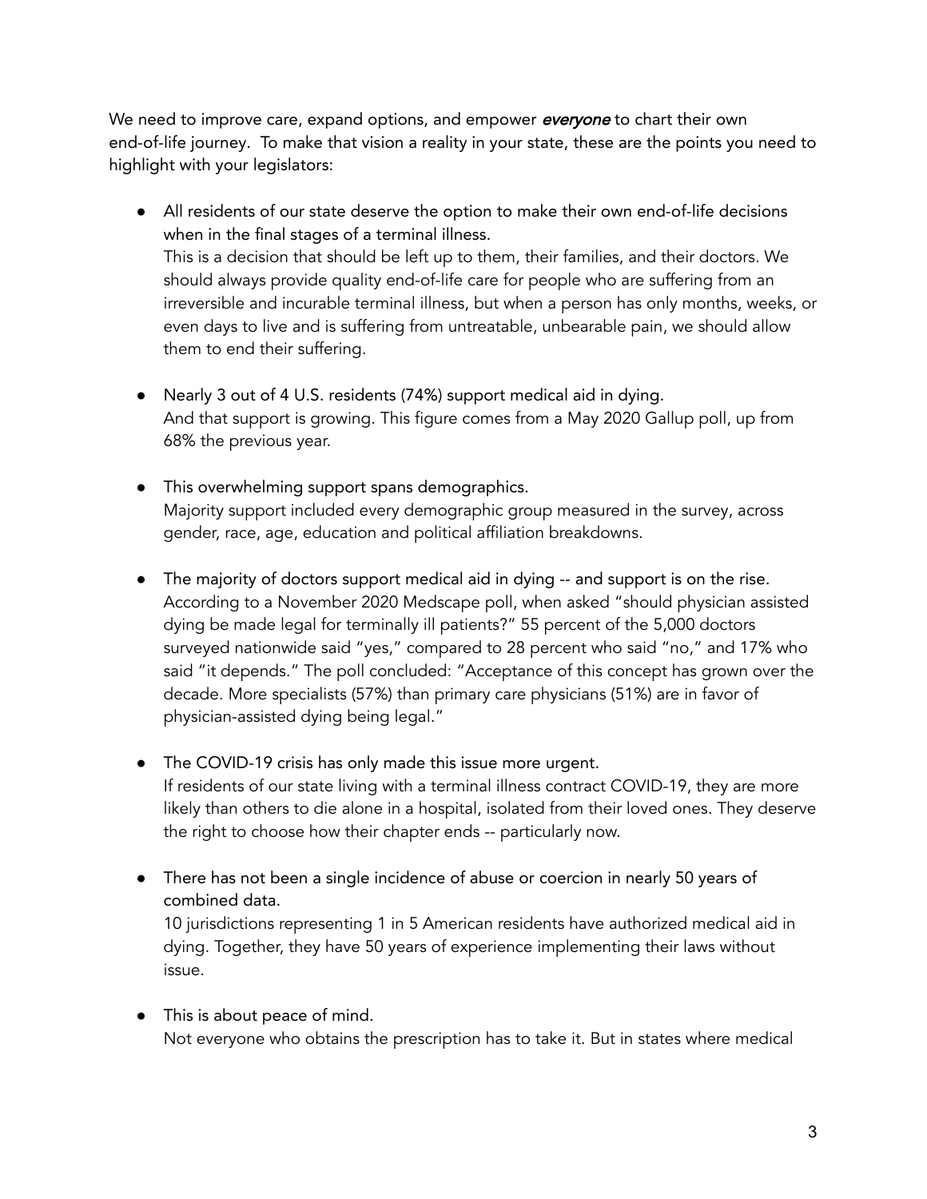We need to improve care, expand options, and empower ***everyone*** to chart their own end-of-life journey. To make that vision a reality in your state, these are the points you need to highlight with your legislators:

- All residents of our state deserve the option to make their own end-of-life decisions when in the final stages of a terminal illness.
  This is a decision that should be left up to them, their families, and their doctors. We should always provide quality end-of-life care for people who are suffering from an irreversible and incurable terminal illness, but when a person has only months, weeks, or even days to live and is suffering from untreatable, unbearable pain, we should allow them to end their suffering.

- Nearly 3 out of 4 U.S. residents (74%) support medical aid in dying.
  And that support is growing. This figure comes from a May 2020 Gallup poll, up from 68% the previous year.

- This overwhelming support spans demographics.
  Majority support included every demographic group measured in the survey, across gender, race, age, education and political affiliation breakdowns.

- The majority of doctors support medical aid in dying -- and support is on the rise.
  According to a November 2020 Medscape poll, when asked "should physician assisted dying be made legal for terminally ill patients?" 55 percent of the 5,000 doctors surveyed nationwide said "yes," compared to 28 percent who said "no," and 17% who said "it depends." The poll concluded: "Acceptance of this concept has grown over the decade. More specialists (57%) than primary care physicians (51%) are in favor of physician-assisted dying being legal."

- The COVID-19 crisis has only made this issue more urgent.
  If residents of our state living with a terminal illness contract COVID-19, they are more likely than others to die alone in a hospital, isolated from their loved ones. They deserve the right to choose how their chapter ends -- particularly now.

- There has not been a single incidence of abuse or coercion in nearly 50 years of combined data.
  10 jurisdictions representing 1 in 5 American residents have authorized medical aid in dying. Together, they have 50 years of experience implementing their laws without issue.

- This is about peace of mind.
  Not everyone who obtains the prescription has to take it. But in states where medical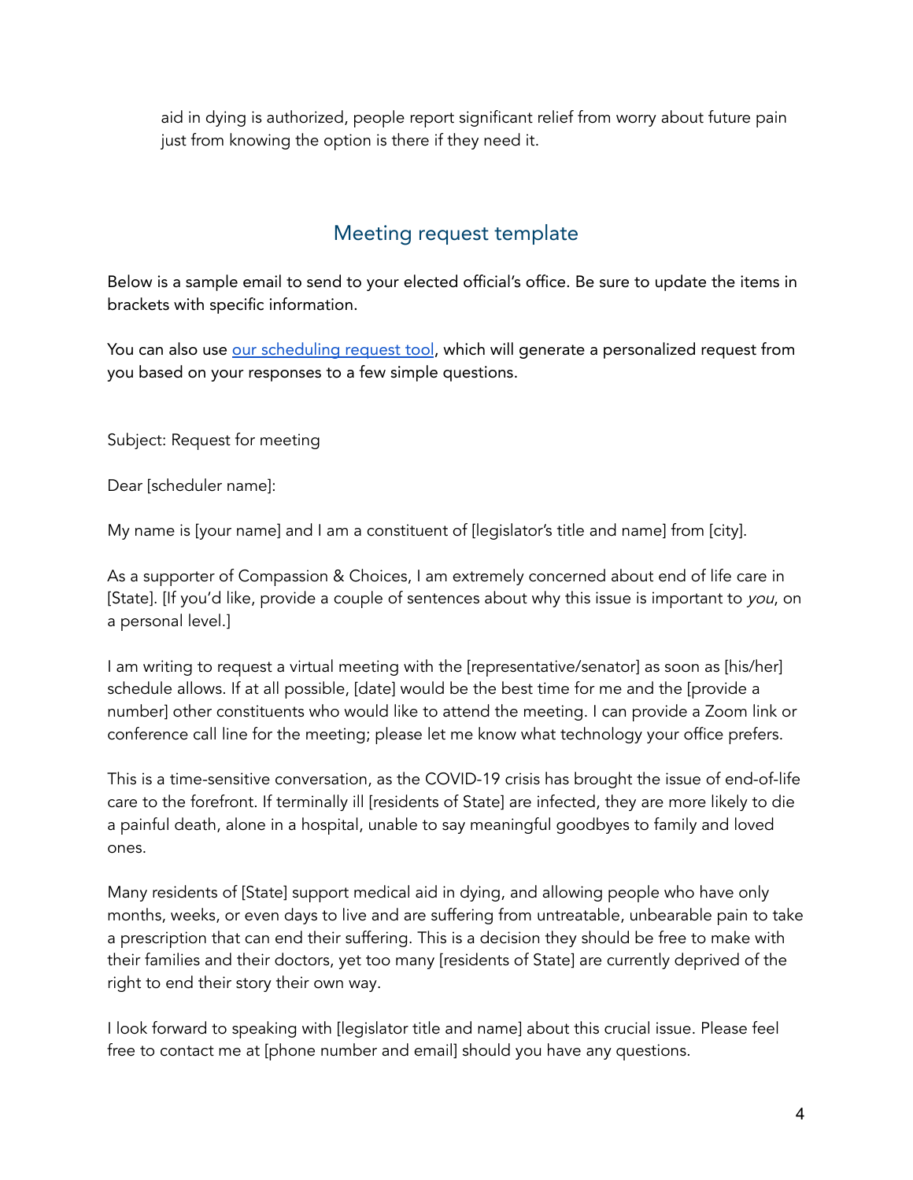aid in dying is authorized, people report significant relief from worry about future pain just from knowing the option is there if they need it.

## Meeting request template

Below is a sample email to send to your elected official's office. Be sure to update the items in brackets with specific information.

You can also use [our scheduling request tool](), which will generate a personalized request from you based on your responses to a few simple questions.

Subject: Request for meeting

Dear [scheduler name]:

My name is [your name] and I am a constituent of [legislator's title and name] from [city].

As a supporter of Compassion & Choices, I am extremely concerned about end of life care in [State]. [If you'd like, provide a couple of sentences about why this issue is important to *you*, on a personal level.]

I am writing to request a virtual meeting with the [representative/senator] as soon as [his/her] schedule allows. If at all possible, [date] would be the best time for me and the [provide a number] other constituents who would like to attend the meeting. I can provide a Zoom link or conference call line for the meeting; please let me know what technology your office prefers.

This is a time-sensitive conversation, as the COVID-19 crisis has brought the issue of end-of-life care to the forefront. If terminally ill [residents of State] are infected, they are more likely to die a painful death, alone in a hospital, unable to say meaningful goodbyes to family and loved ones.

Many residents of [State] support medical aid in dying, and allowing people who have only months, weeks, or even days to live and are suffering from untreatable, unbearable pain to take a prescription that can end their suffering. This is a decision they should be free to make with their families and their doctors, yet too many [residents of State] are currently deprived of the right to end their story their own way.

I look forward to speaking with [legislator title and name] about this crucial issue. Please feel free to contact me at [phone number and email] should you have any questions.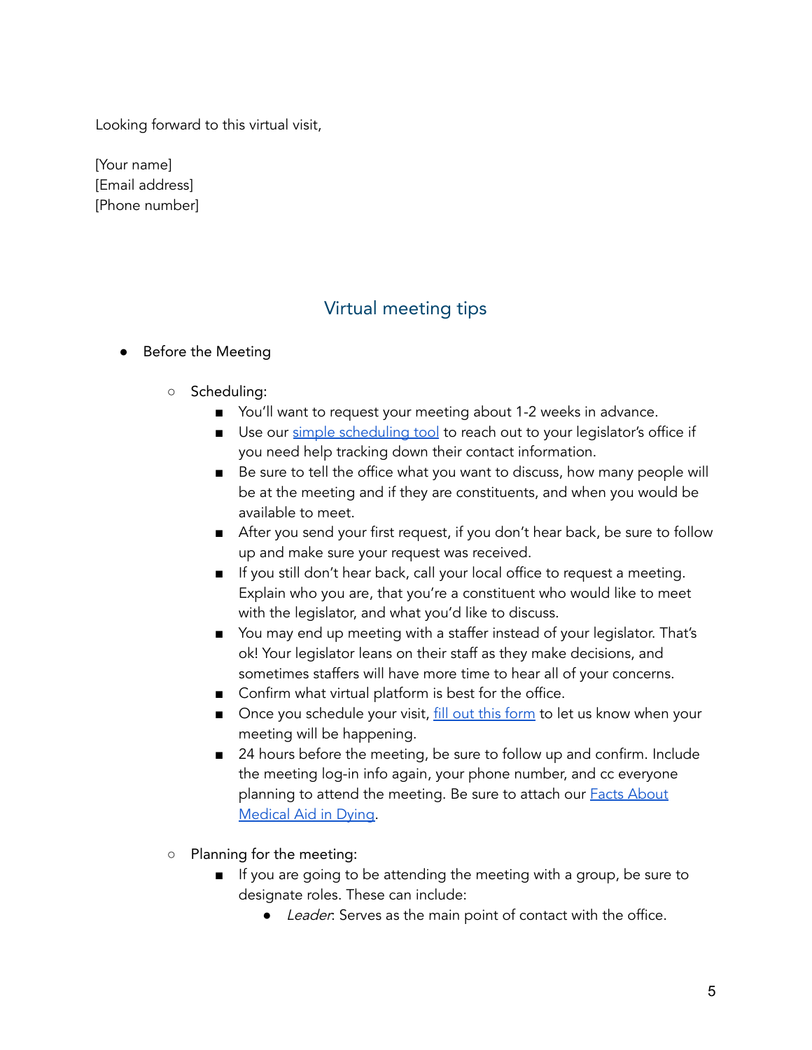Looking forward to this virtual visit,

[Your name]
[Email address]
[Phone number]

## Virtual meeting tips

- Before the Meeting
  - Scheduling:
    - You'll want to request your meeting about 1-2 weeks in advance.
    - Use our [simple scheduling tool]() to reach out to your legislator's office if you need help tracking down their contact information.
    - Be sure to tell the office what you want to discuss, how many people will be at the meeting and if they are constituents, and when you would be available to meet.
    - After you send your first request, if you don't hear back, be sure to follow up and make sure your request was received.
    - If you still don't hear back, call your local office to request a meeting. Explain who you are, that you're a constituent who would like to meet with the legislator, and what you'd like to discuss.
    - You may end up meeting with a staffer instead of your legislator. That's ok! Your legislator leans on their staff as they make decisions, and sometimes staffers will have more time to hear all of your concerns.
    - Confirm what virtual platform is best for the office.
    - Once you schedule your visit, [fill out this form]() to let us know when your meeting will be happening.
    - 24 hours before the meeting, be sure to follow up and confirm. Include the meeting log-in info again, your phone number, and cc everyone planning to attend the meeting. Be sure to attach our [Facts About Medical Aid in Dying]().
  - Planning for the meeting:
    - If you are going to be attending the meeting with a group, be sure to designate roles. These can include:
      - *Leader*: Serves as the main point of contact with the office.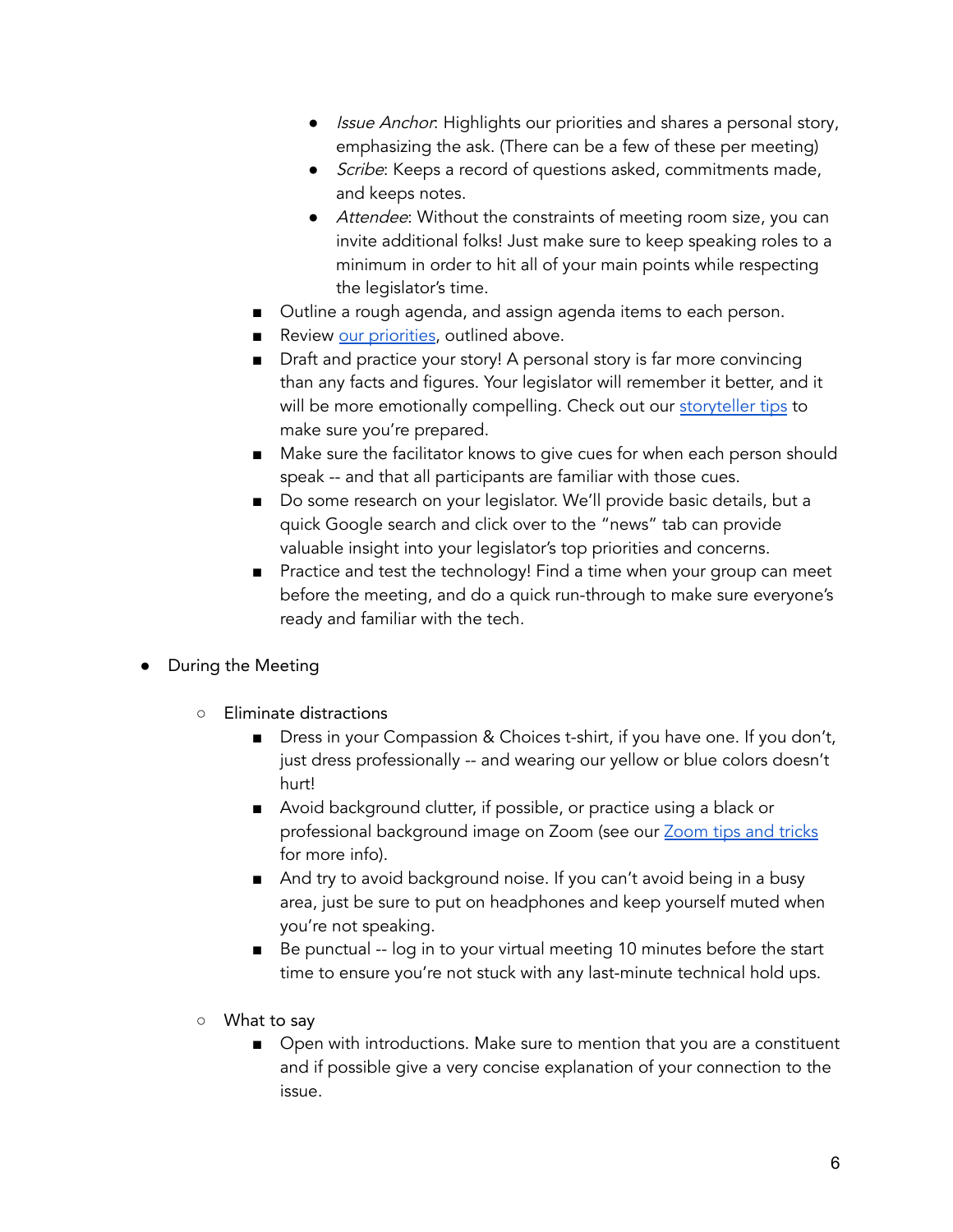- *Issue Anchor*: Highlights our priorities and shares a personal story, emphasizing the ask. (There can be a few of these per meeting)
            - *Scribe*: Keeps a record of questions asked, commitments made, and keeps notes.
            - *Attendee*: Without the constraints of meeting room size, you can invite additional folks! Just make sure to keep speaking roles to a minimum in order to hit all of your main points while respecting the legislator's time.
        - Outline a rough agenda, and assign agenda items to each person.
        - Review [our priorities](), outlined above.
        - Draft and practice your story! A personal story is far more convincing than any facts and figures. Your legislator will remember it better, and it will be more emotionally compelling. Check out our [storyteller tips]() to make sure you're prepared.
        - Make sure the facilitator knows to give cues for when each person should speak -- and that all participants are familiar with those cues.
        - Do some research on your legislator. We'll provide basic details, but a quick Google search and click over to the "news" tab can provide valuable insight into your legislator's top priorities and concerns.
        - Practice and test the technology! Find a time when your group can meet before the meeting, and do a quick run-through to make sure everyone's ready and familiar with the tech.

- During the Meeting
    - Eliminate distractions
        - Dress in your Compassion & Choices t-shirt, if you have one. If you don't, just dress professionally -- and wearing our yellow or blue colors doesn't hurt!
        - Avoid background clutter, if possible, or practice using a black or professional background image on Zoom (see our [Zoom tips and tricks]() for more info).
        - And try to avoid background noise. If you can't avoid being in a busy area, just be sure to put on headphones and keep yourself muted when you're not speaking.
        - Be punctual -- log in to your virtual meeting 10 minutes before the start time to ensure you're not stuck with any last-minute technical hold ups.
    - What to say
        - Open with introductions. Make sure to mention that you are a constituent and if possible give a very concise explanation of your connection to the issue.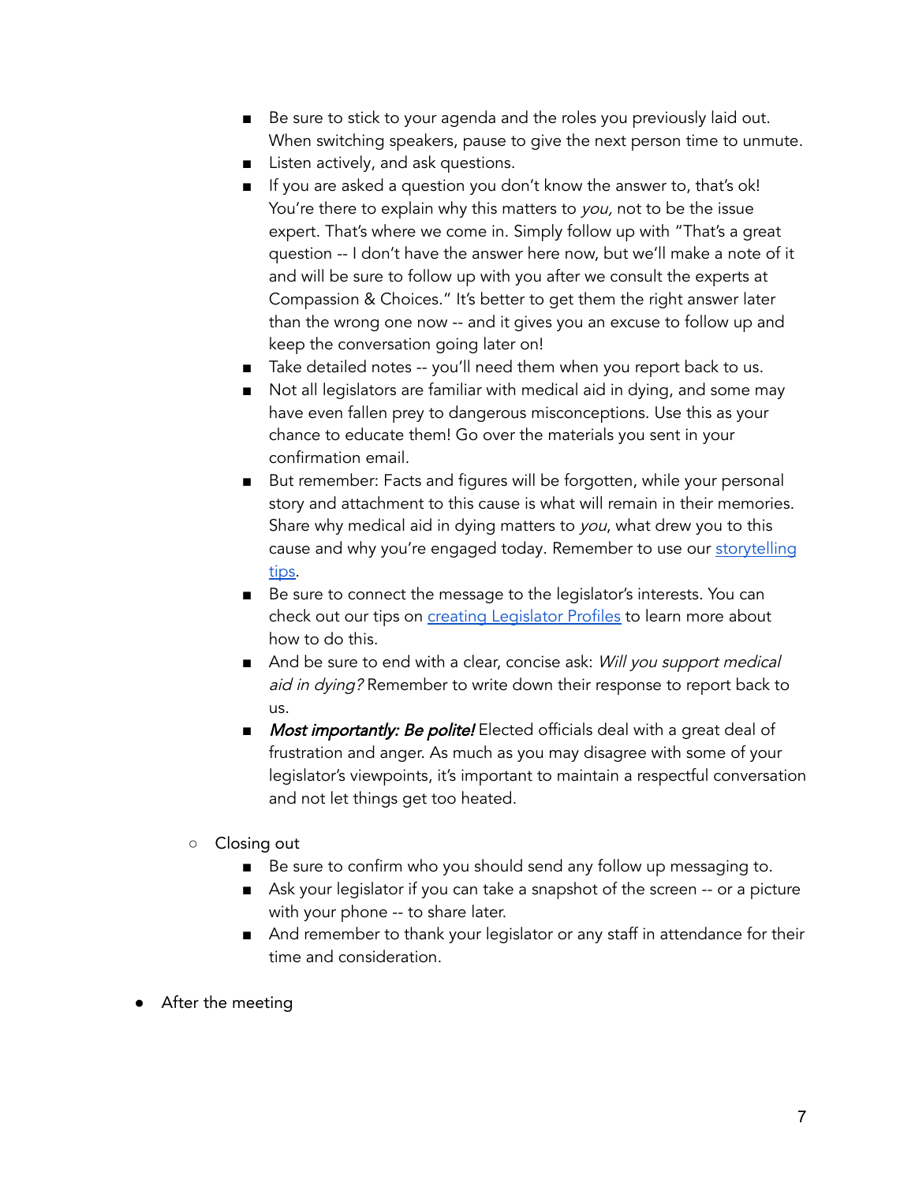- Be sure to stick to your agenda and the roles you previously laid out. When switching speakers, pause to give the next person time to unmute.
        - Listen actively, and ask questions.
        - If you are asked a question you don't know the answer to, that's ok! You're there to explain why this matters to *you,* not to be the issue expert. That's where we come in. Simply follow up with "That's a great question -- I don't have the answer here now, but we'll make a note of it and will be sure to follow up with you after we consult the experts at Compassion & Choices." It's better to get them the right answer later than the wrong one now -- and it gives you an excuse to follow up and keep the conversation going later on!
        - Take detailed notes -- you'll need them when you report back to us.
        - Not all legislators are familiar with medical aid in dying, and some may have even fallen prey to dangerous misconceptions. Use this as your chance to educate them! Go over the materials you sent in your confirmation email.
        - But remember: Facts and figures will be forgotten, while your personal story and attachment to this cause is what will remain in their memories. Share why medical aid in dying matters to *you*, what drew you to this cause and why you're engaged today. Remember to use our storytelling tips.
        - Be sure to connect the message to the legislator's interests. You can check out our tips on creating Legislator Profiles to learn more about how to do this.
        - And be sure to end with a clear, concise ask: *Will you support medical aid in dying?* Remember to write down their response to report back to us.
        - ***Most importantly: Be polite!*** Elected officials deal with a great deal of frustration and anger. As much as you may disagree with some of your legislator's viewpoints, it's important to maintain a respectful conversation and not let things get too heated.

    - Closing out
        - Be sure to confirm who you should send any follow up messaging to.
        - Ask your legislator if you can take a snapshot of the screen -- or a picture with your phone -- to share later.
        - And remember to thank your legislator or any staff in attendance for their time and consideration.

- After the meeting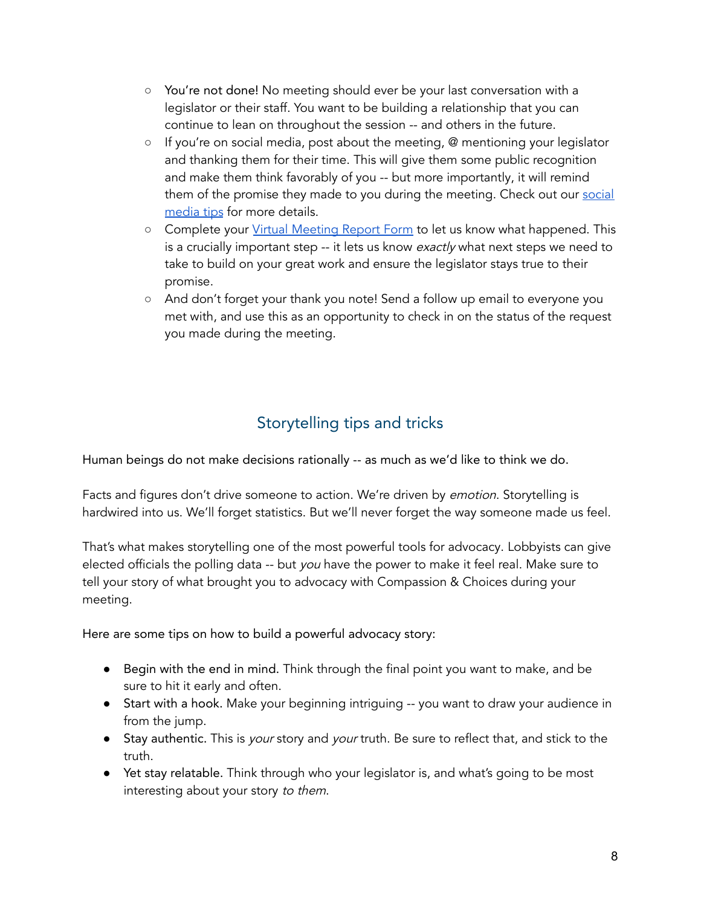- You're not done! No meeting should ever be your last conversation with a legislator or their staff. You want to be building a relationship that you can continue to lean on throughout the session -- and others in the future.
   - If you're on social media, post about the meeting, @ mentioning your legislator and thanking them for their time. This will give them some public recognition and make them think favorably of you -- but more importantly, it will remind them of the promise they made to you during the meeting. Check out our [social media tips]() for more details.
   - Complete your [Virtual Meeting Report Form]() to let us know what happened. This is a crucially important step -- it lets us know *exactly* what next steps we need to take to build on your great work and ensure the legislator stays true to their promise.
   - And don't forget your thank you note! Send a follow up email to everyone you met with, and use this as an opportunity to check in on the status of the request you made during the meeting.

## Storytelling tips and tricks

Human beings do not make decisions rationally -- as much as we'd like to think we do.

Facts and figures don't drive someone to action. We're driven by *emotion*. Storytelling is hardwired into us. We'll forget statistics. But we'll never forget the way someone made us feel.

That's what makes storytelling one of the most powerful tools for advocacy. Lobbyists can give elected officials the polling data -- but *you* have the power to make it feel real. Make sure to tell your story of what brought you to advocacy with Compassion & Choices during your meeting.

Here are some tips on how to build a powerful advocacy story:

- Begin with the end in mind. Think through the final point you want to make, and be sure to hit it early and often.
- Start with a hook. Make your beginning intriguing -- you want to draw your audience in from the jump.
- Stay authentic. This is *your* story and *your* truth. Be sure to reflect that, and stick to the truth.
- Yet stay relatable. Think through who your legislator is, and what's going to be most interesting about your story *to them*.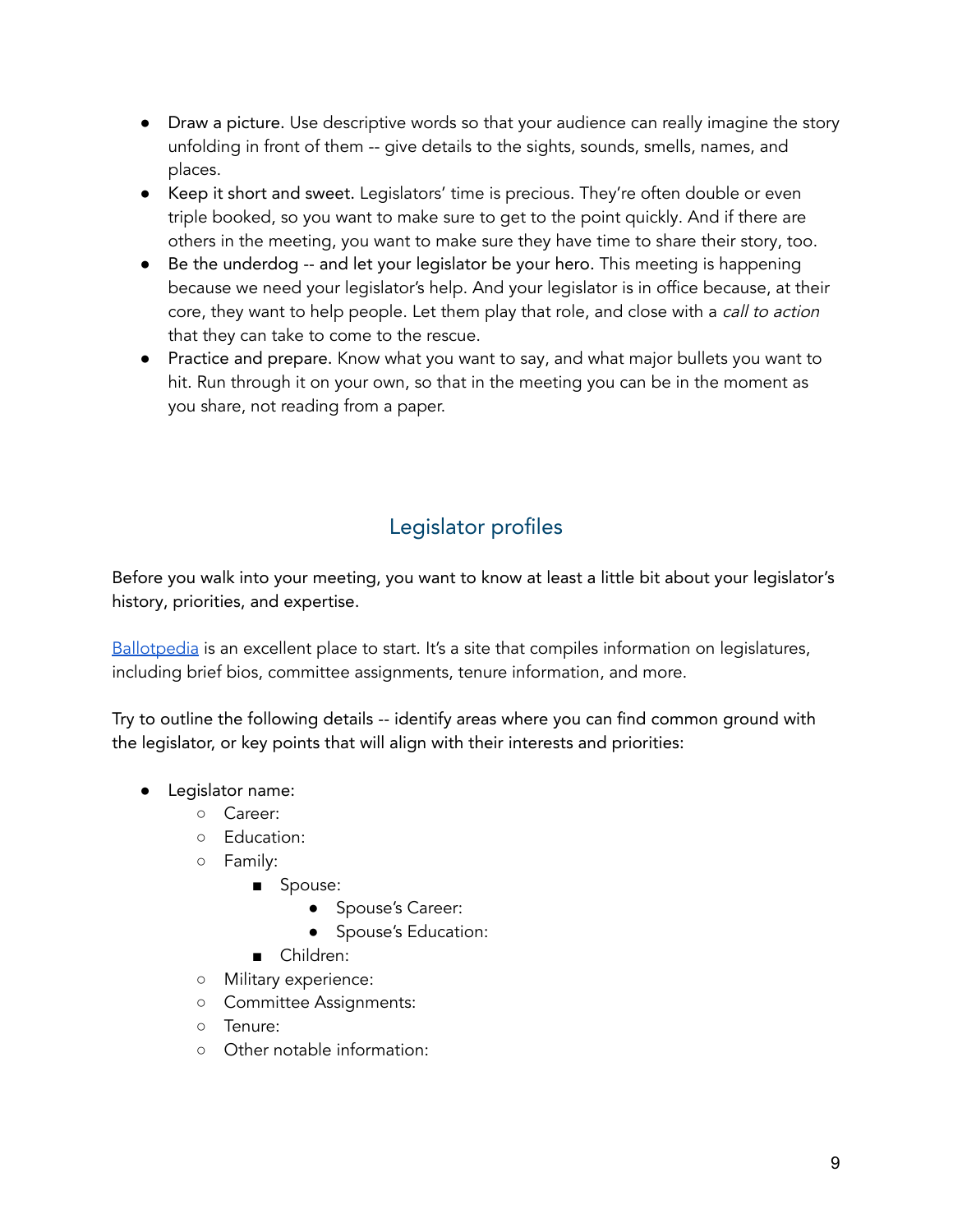- Draw a picture. Use descriptive words so that your audience can really imagine the story unfolding in front of them -- give details to the sights, sounds, smells, names, and places.
- Keep it short and sweet. Legislators' time is precious. They're often double or even triple booked, so you want to make sure to get to the point quickly. And if there are others in the meeting, you want to make sure they have time to share their story, too.
- Be the underdog -- and let your legislator be your hero. This meeting is happening because we need your legislator's help. And your legislator is in office because, at their core, they want to help people. Let them play that role, and close with a *call to action* that they can take to come to the rescue.
- Practice and prepare. Know what you want to say, and what major bullets you want to hit. Run through it on your own, so that in the meeting you can be in the moment as you share, not reading from a paper.

## Legislator profiles

Before you walk into your meeting, you want to know at least a little bit about your legislator's history, priorities, and expertise.

[Ballotpedia](https://ballotpedia.org) is an excellent place to start. It's a site that compiles information on legislatures, including brief bios, committee assignments, tenure information, and more.

Try to outline the following details -- identify areas where you can find common ground with the legislator, or key points that will align with their interests and priorities:

- Legislator name:
  - Career:
  - Education:
  - Family:
    - Spouse:
      - Spouse's Career:
      - Spouse's Education:
    - Children:
  - Military experience:
  - Committee Assignments:
  - Tenure:
  - Other notable information: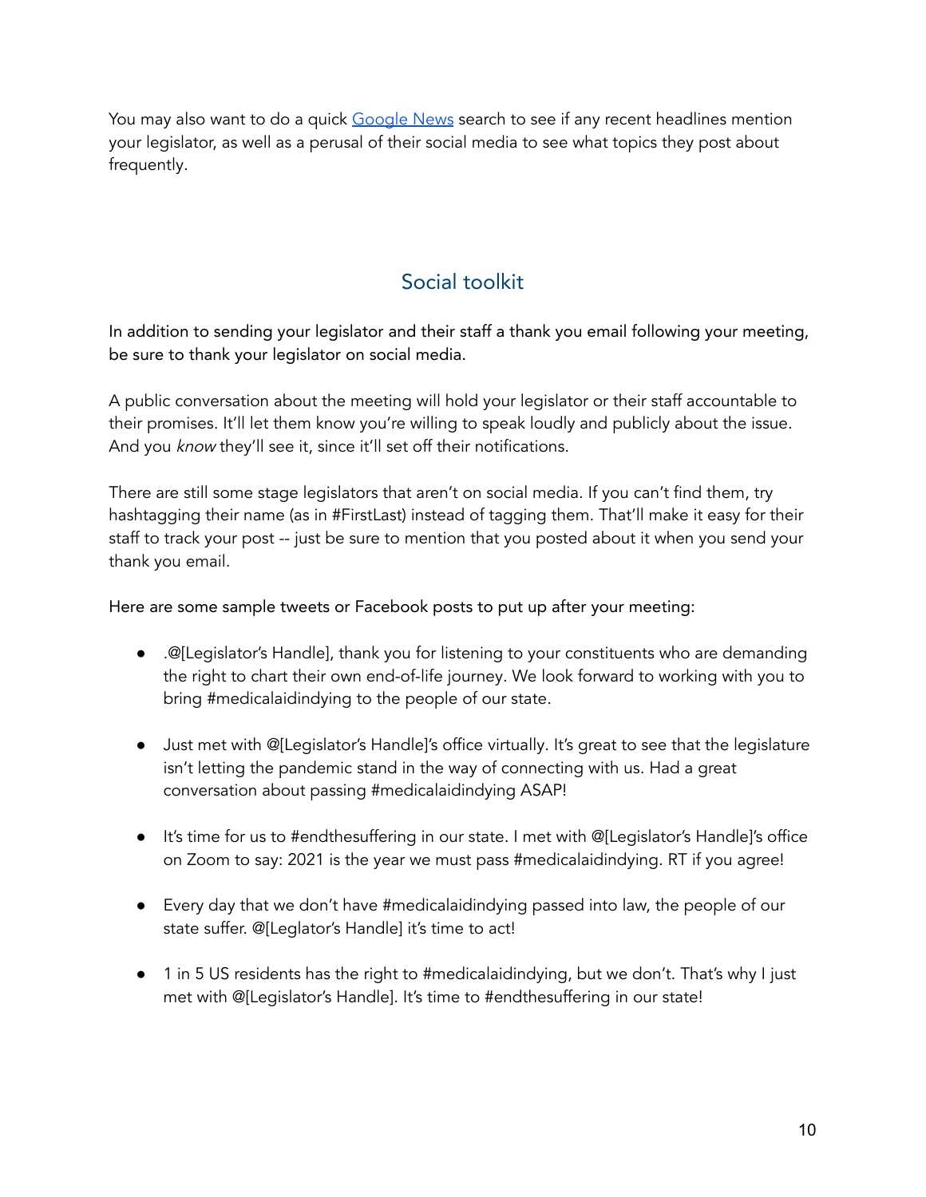You may also want to do a quick [Google News](https://news.google.com) search to see if any recent headlines mention your legislator, as well as a perusal of their social media to see what topics they post about frequently.

## Social toolkit

In addition to sending your legislator and their staff a thank you email following your meeting, be sure to thank your legislator on social media.

A public conversation about the meeting will hold your legislator or their staff accountable to their promises. It'll let them know you're willing to speak loudly and publicly about the issue. And you *know* they'll see it, since it'll set off their notifications.

There are still some stage legislators that aren't on social media. If you can't find them, try hashtagging their name (as in #FirstLast) instead of tagging them. That'll make it easy for their staff to track your post -- just be sure to mention that you posted about it when you send your thank you email.

Here are some sample tweets or Facebook posts to put up after your meeting:

- .@[Legislator's Handle], thank you for listening to your constituents who are demanding the right to chart their own end-of-life journey. We look forward to working with you to bring #medicalaidindying to the people of our state.
- Just met with @[Legislator's Handle]'s office virtually. It's great to see that the legislature isn't letting the pandemic stand in the way of connecting with us. Had a great conversation about passing #medicalaidindying ASAP!
- It's time for us to #endthesuffering in our state. I met with @[Legislator's Handle]'s office on Zoom to say: 2021 is the year we must pass #medicalaidindying. RT if you agree!
- Every day that we don't have #medicalaidindying passed into law, the people of our state suffer. @[Leglator's Handle] it's time to act!
- 1 in 5 US residents has the right to #medicalaidindying, but we don't. That's why I just met with @[Legislator's Handle]. It's time to #endthesuffering in our state!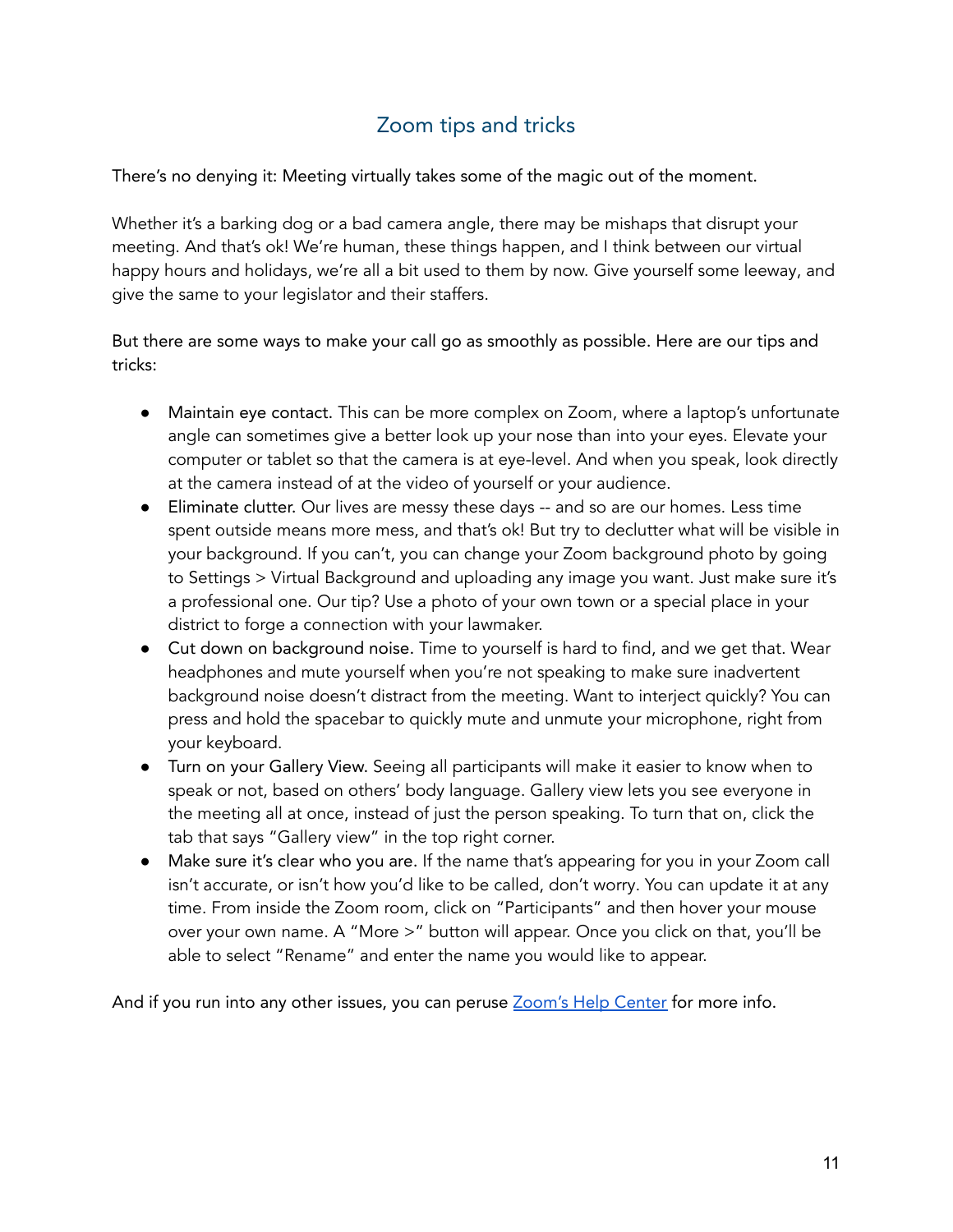# Zoom tips and tricks

There's no denying it: Meeting virtually takes some of the magic out of the moment.

Whether it's a barking dog or a bad camera angle, there may be mishaps that disrupt your meeting. And that's ok! We're human, these things happen, and I think between our virtual happy hours and holidays, we're all a bit used to them by now. Give yourself some leeway, and give the same to your legislator and their staffers.

But there are some ways to make your call go as smoothly as possible. Here are our tips and tricks:

- Maintain eye contact. This can be more complex on Zoom, where a laptop's unfortunate angle can sometimes give a better look up your nose than into your eyes. Elevate your computer or tablet so that the camera is at eye-level. And when you speak, look directly at the camera instead of at the video of yourself or your audience.
- Eliminate clutter. Our lives are messy these days -- and so are our homes. Less time spent outside means more mess, and that's ok! But try to declutter what will be visible in your background. If you can't, you can change your Zoom background photo by going to Settings > Virtual Background and uploading any image you want. Just make sure it's a professional one. Our tip? Use a photo of your own town or a special place in your district to forge a connection with your lawmaker.
- Cut down on background noise. Time to yourself is hard to find, and we get that. Wear headphones and mute yourself when you're not speaking to make sure inadvertent background noise doesn't distract from the meeting. Want to interject quickly? You can press and hold the spacebar to quickly mute and unmute your microphone, right from your keyboard.
- Turn on your Gallery View. Seeing all participants will make it easier to know when to speak or not, based on others' body language. Gallery view lets you see everyone in the meeting all at once, instead of just the person speaking. To turn that on, click the tab that says "Gallery view" in the top right corner.
- Make sure it's clear who you are. If the name that's appearing for you in your Zoom call isn't accurate, or isn't how you'd like to be called, don't worry. You can update it at any time. From inside the Zoom room, click on "Participants" and then hover your mouse over your own name. A "More >" button will appear. Once you click on that, you'll be able to select "Rename" and enter the name you would like to appear.

And if you run into any other issues, you can peruse Zoom's Help Center for more info.